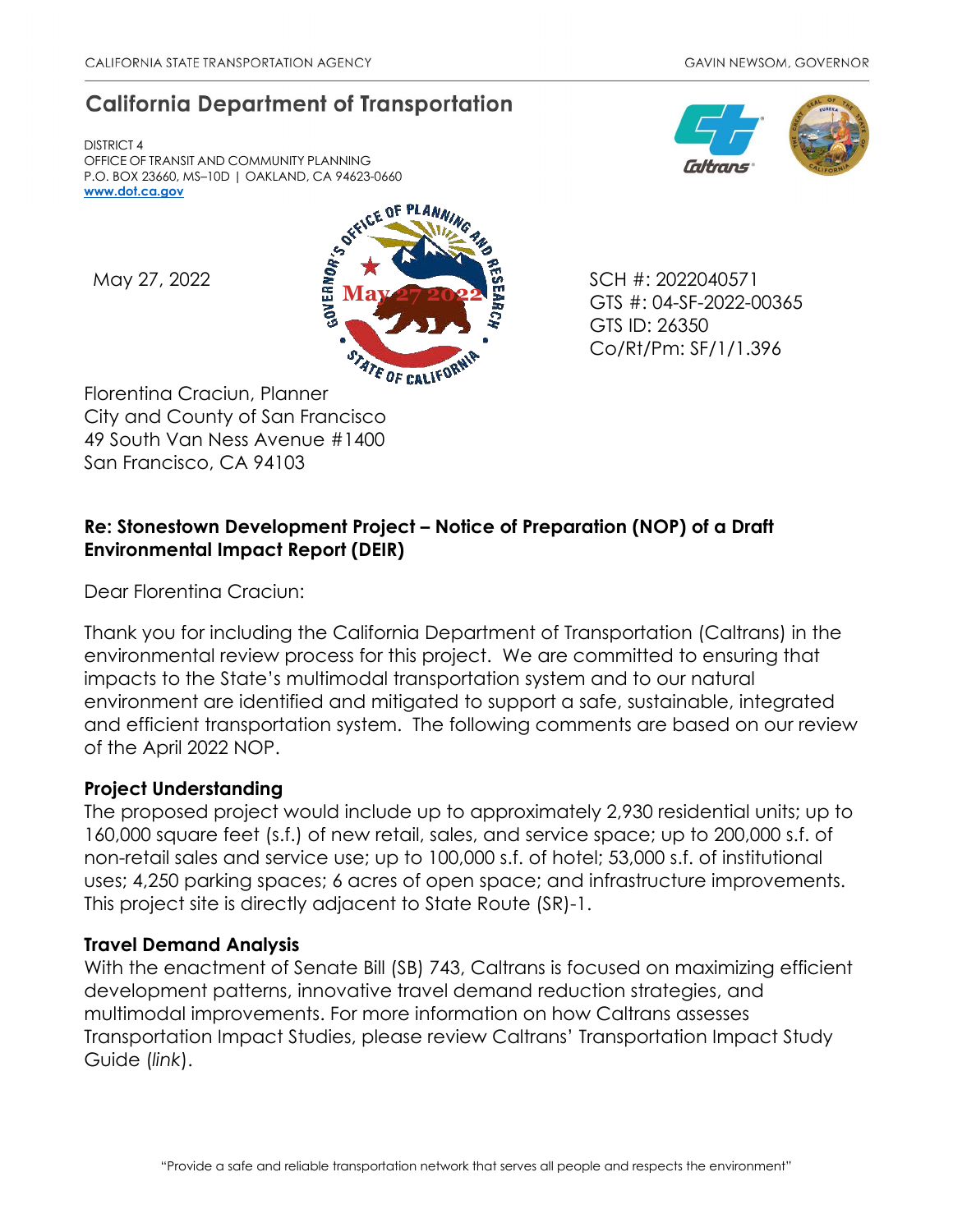CALIFORNIA STATE TRANSPORTATION AGENCY GAVIN NEWSOM, GOVERNOR

# California Department of Transportation

DISTRICT 4
OFFICE OF TRANSIT AND COMMUNITY PLANNING
P.O. BOX 23660, MS–10D | OAKLAND, CA 94623-0660
**www.dot.ca.gov**

May 27, 2022

SCH #: 2022040571
GTS #: 04-SF-2022-00365
GTS ID: 26350
Co/Rt/Pm: SF/1/1.396

Florentina Craciun, Planner
City and County of San Francisco
49 South Van Ness Avenue #1400
San Francisco, CA 94103

**Re: Stonestown Development Project – Notice of Preparation (NOP) of a Draft Environmental Impact Report (DEIR)**

Dear Florentina Craciun:

Thank you for including the California Department of Transportation (Caltrans) in the environmental review process for this project. We are committed to ensuring that impacts to the State's multimodal transportation system and to our natural environment are identified and mitigated to support a safe, sustainable, integrated and efficient transportation system. The following comments are based on our review of the April 2022 NOP.

**Project Understanding**

The proposed project would include up to approximately 2,930 residential units; up to 160,000 square feet (s.f.) of new retail, sales, and service space; up to 200,000 s.f. of non-retail sales and service use; up to 100,000 s.f. of hotel; 53,000 s.f. of institutional uses; 4,250 parking spaces; 6 acres of open space; and infrastructure improvements. This project site is directly adjacent to State Route (SR)-1.

**Travel Demand Analysis**

With the enactment of Senate Bill (SB) 743, Caltrans is focused on maximizing efficient development patterns, innovative travel demand reduction strategies, and multimodal improvements. For more information on how Caltrans assesses Transportation Impact Studies, please review Caltrans' Transportation Impact Study Guide (*link*).

"Provide a safe and reliable transportation network that serves all people and respects the environment"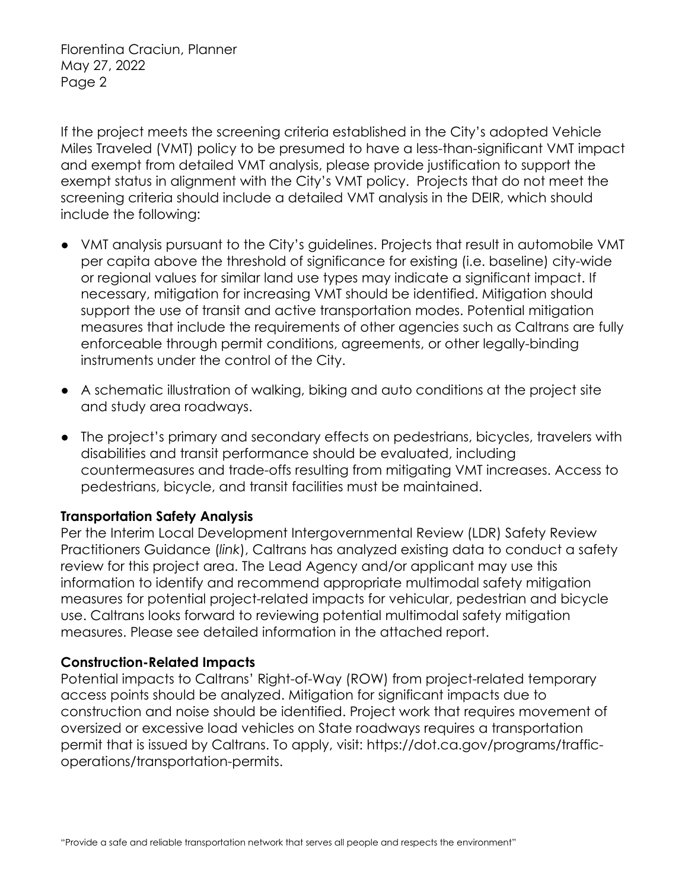If the project meets the screening criteria established in the City's adopted Vehicle Miles Traveled (VMT) policy to be presumed to have a less-than-significant VMT impact and exempt from detailed VMT analysis, please provide justification to support the exempt status in alignment with the City's VMT policy. Projects that do not meet the screening criteria should include a detailed VMT analysis in the DEIR, which should include the following:

- VMT analysis pursuant to the City's guidelines. Projects that result in automobile VMT per capita above the threshold of significance for existing (i.e. baseline) city-wide or regional values for similar land use types may indicate a significant impact. If necessary, mitigation for increasing VMT should be identified. Mitigation should support the use of transit and active transportation modes. Potential mitigation measures that include the requirements of other agencies such as Caltrans are fully enforceable through permit conditions, agreements, or other legally-binding instruments under the control of the City.
- A schematic illustration of walking, biking and auto conditions at the project site and study area roadways.
- The project's primary and secondary effects on pedestrians, bicycles, travelers with disabilities and transit performance should be evaluated, including countermeasures and trade-offs resulting from mitigating VMT increases. Access to pedestrians, bicycle, and transit facilities must be maintained.

**Transportation Safety Analysis**

Per the Interim Local Development Intergovernmental Review (LDR) Safety Review Practitioners Guidance (*link*), Caltrans has analyzed existing data to conduct a safety review for this project area. The Lead Agency and/or applicant may use this information to identify and recommend appropriate multimodal safety mitigation measures for potential project-related impacts for vehicular, pedestrian and bicycle use. Caltrans looks forward to reviewing potential multimodal safety mitigation measures. Please see detailed information in the attached report.

**Construction-Related Impacts**

Potential impacts to Caltrans' Right-of-Way (ROW) from project-related temporary access points should be analyzed. Mitigation for significant impacts due to construction and noise should be identified. Project work that requires movement of oversized or excessive load vehicles on State roadways requires a transportation permit that is issued by Caltrans. To apply, visit: https://dot.ca.gov/programs/traffic-operations/transportation-permits.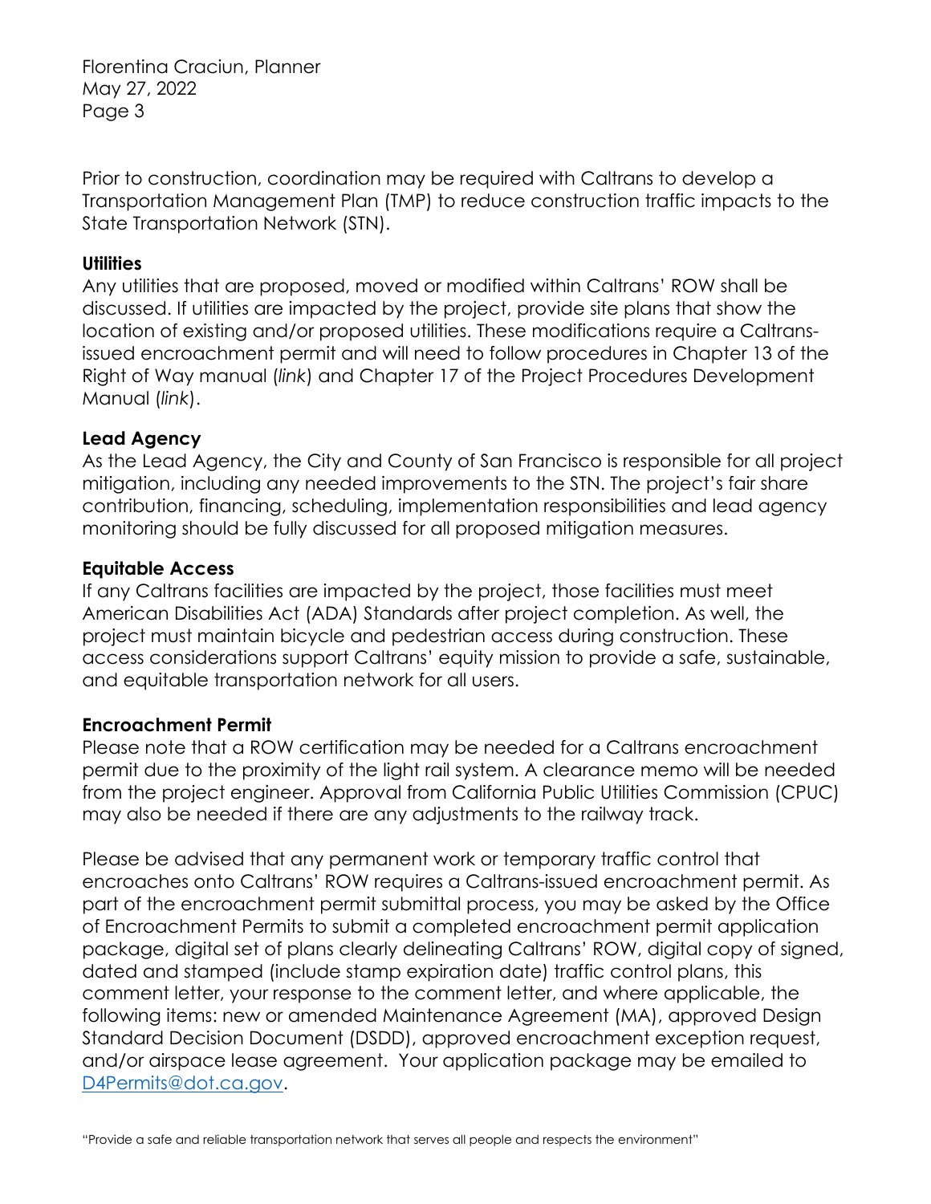Prior to construction, coordination may be required with Caltrans to develop a Transportation Management Plan (TMP) to reduce construction traffic impacts to the State Transportation Network (STN).

**Utilities**

Any utilities that are proposed, moved or modified within Caltrans' ROW shall be discussed. If utilities are impacted by the project, provide site plans that show the location of existing and/or proposed utilities. These modifications require a Caltrans-issued encroachment permit and will need to follow procedures in Chapter 13 of the Right of Way manual (*link*) and Chapter 17 of the Project Procedures Development Manual (*link*).

**Lead Agency**

As the Lead Agency, the City and County of San Francisco is responsible for all project mitigation, including any needed improvements to the STN. The project's fair share contribution, financing, scheduling, implementation responsibilities and lead agency monitoring should be fully discussed for all proposed mitigation measures.

**Equitable Access**

If any Caltrans facilities are impacted by the project, those facilities must meet American Disabilities Act (ADA) Standards after project completion. As well, the project must maintain bicycle and pedestrian access during construction. These access considerations support Caltrans' equity mission to provide a safe, sustainable, and equitable transportation network for all users.

**Encroachment Permit**

Please note that a ROW certification may be needed for a Caltrans encroachment permit due to the proximity of the light rail system. A clearance memo will be needed from the project engineer. Approval from California Public Utilities Commission (CPUC) may also be needed if there are any adjustments to the railway track.

Please be advised that any permanent work or temporary traffic control that encroaches onto Caltrans' ROW requires a Caltrans-issued encroachment permit. As part of the encroachment permit submittal process, you may be asked by the Office of Encroachment Permits to submit a completed encroachment permit application package, digital set of plans clearly delineating Caltrans' ROW, digital copy of signed, dated and stamped (include stamp expiration date) traffic control plans, this comment letter, your response to the comment letter, and where applicable, the following items: new or amended Maintenance Agreement (MA), approved Design Standard Decision Document (DSDD), approved encroachment exception request, and/or airspace lease agreement. Your application package may be emailed to D4Permits@dot.ca.gov.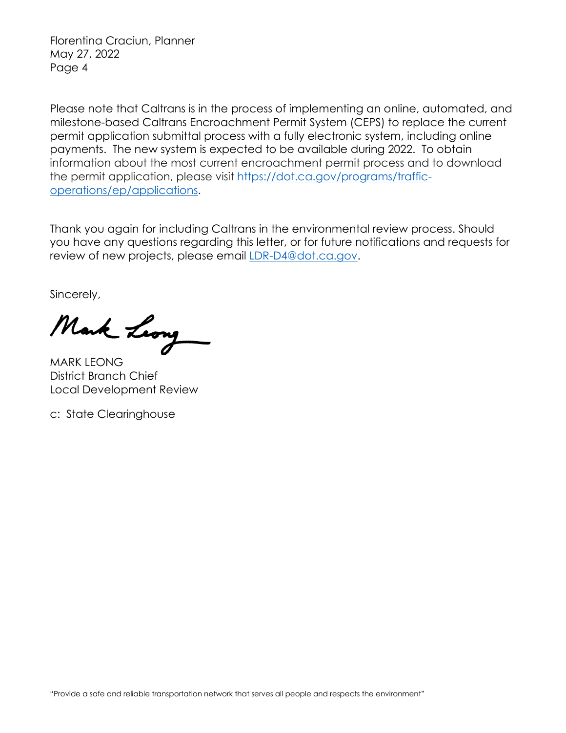Please note that Caltrans is in the process of implementing an online, automated, and milestone-based Caltrans Encroachment Permit System (CEPS) to replace the current permit application submittal process with a fully electronic system, including online payments. The new system is expected to be available during 2022. To obtain information about the most current encroachment permit process and to download the permit application, please visit [https://dot.ca.gov/programs/traffic-operations/ep/applications](https://dot.ca.gov/programs/traffic-operations/ep/applications).

Thank you again for including Caltrans in the environmental review process. Should you have any questions regarding this letter, or for future notifications and requests for review of new projects, please email [LDR-D4@dot.ca.gov](mailto:LDR-D4@dot.ca.gov).

Sincerely,

MARK LEONG
District Branch Chief
Local Development Review

c: State Clearinghouse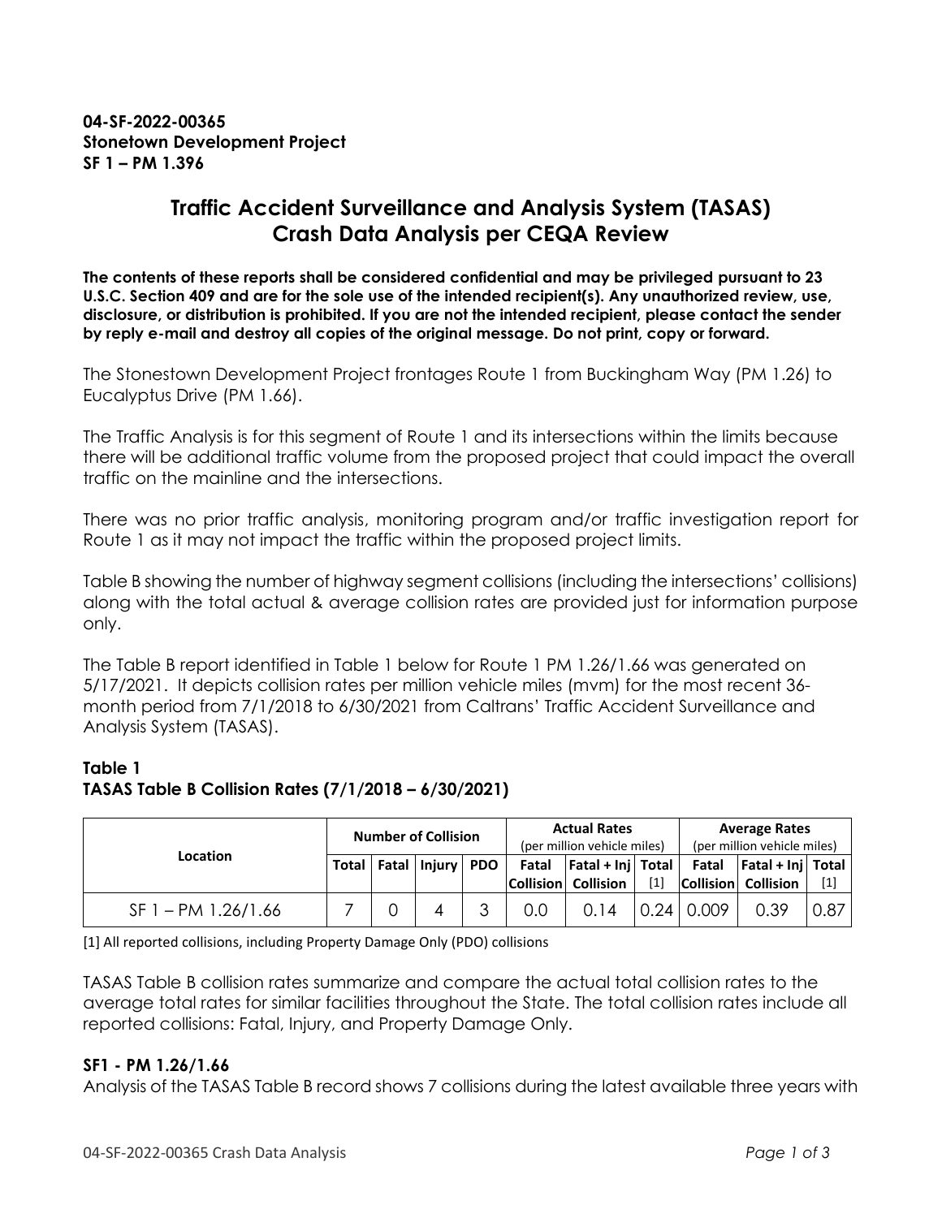**04-SF-2022-00365**
**Stonetown Development Project**
**SF 1 – PM 1.396**

# Traffic Accident Surveillance and Analysis System (TASAS) Crash Data Analysis per CEQA Review

**The contents of these reports shall be considered confidential and may be privileged pursuant to 23 U.S.C. Section 409 and are for the sole use of the intended recipient(s). Any unauthorized review, use, disclosure, or distribution is prohibited. If you are not the intended recipient, please contact the sender by reply e-mail and destroy all copies of the original message. Do not print, copy or forward.**

The Stonetown Development Project frontages Route 1 from Buckingham Way (PM 1.26) to Eucalyptus Drive (PM 1.66).

The Traffic Analysis is for this segment of Route 1 and its intersections within the limits because there will be additional traffic volume from the proposed project that could impact the overall traffic on the mainline and the intersections.

There was no prior traffic analysis, monitoring program and/or traffic investigation report for Route 1 as it may not impact the traffic within the proposed project limits.

Table B showing the number of highway segment collisions (including the intersections' collisions) along with the total actual & average collision rates are provided just for information purpose only.

The Table B report identified in Table 1 below for Route 1 PM 1.26/1.66 was generated on 5/17/2021. It depicts collision rates per million vehicle miles (mvm) for the most recent 36-month period from 7/1/2018 to 6/30/2021 from Caltrans' Traffic Accident Surveillance and Analysis System (TASAS).

### Table 1
### TASAS Table B Collision Rates (7/1/2018 – 6/30/2021)

| Location | Number of Collision | | | | Actual Rates (per million vehicle miles) | | | Average Rates (per million vehicle miles) | | |
|---|---|---|---|---|---|---|---|---|---|---|
| | Total | Fatal | Injury | PDO | Fatal Collision | Fatal + Inj Collision | Total [1] | Fatal Collision | Fatal + Inj Collision | Total [1] |
| SF 1 – PM 1.26/1.66 | 7 | 0 | 4 | 3 | 0.0 | 0.14 | 0.24 | 0.009 | 0.39 | 0.87 |

[1] All reported collisions, including Property Damage Only (PDO) collisions

TASAS Table B collision rates summarize and compare the actual total collision rates to the average total rates for similar facilities throughout the State. The total collision rates include all reported collisions: Fatal, Injury, and Property Damage Only.

### SF1 - PM 1.26/1.66

Analysis of the TASAS Table B record shows 7 collisions during the latest available three years with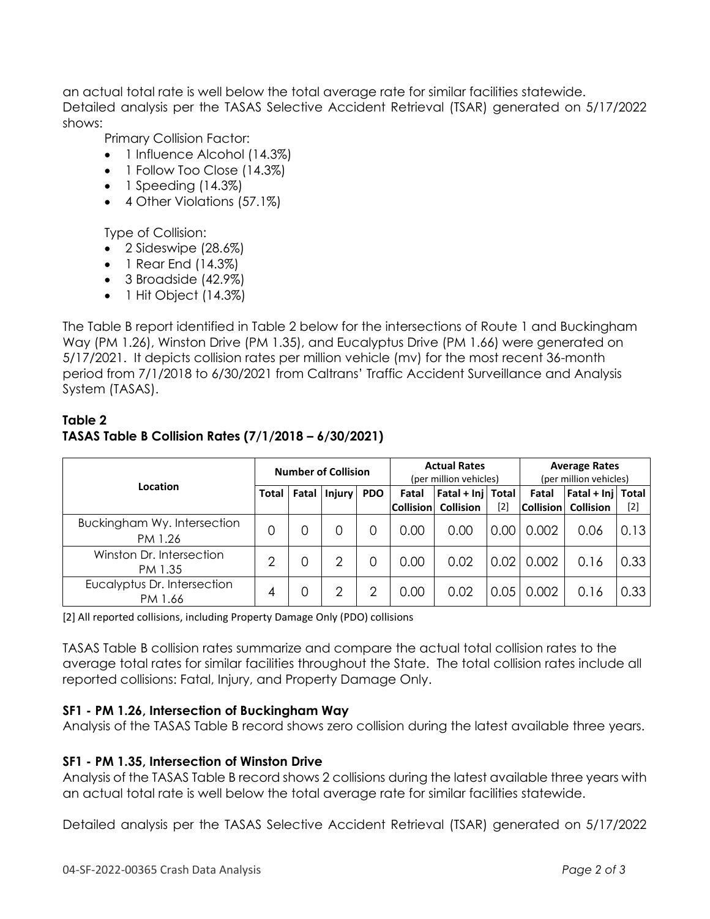an actual total rate is well below the total average rate for similar facilities statewide. Detailed analysis per the TASAS Selective Accident Retrieval (TSAR) generated on 5/17/2022 shows:

Primary Collision Factor:

- 1 Influence Alcohol (14.3%)
- 1 Follow Too Close (14.3%)
- 1 Speeding (14.3%)
- 4 Other Violations (57.1%)

Type of Collision:

- 2 Sideswipe (28.6%)
- 1 Rear End (14.3%)
- 3 Broadside (42.9%)
- 1 Hit Object (14.3%)

The Table B report identified in Table 2 below for the intersections of Route 1 and Buckingham Way (PM 1.26), Winston Drive (PM 1.35), and Eucalyptus Drive (PM 1.66) were generated on 5/17/2021. It depicts collision rates per million vehicle (mv) for the most recent 36-month period from 7/1/2018 to 6/30/2021 from Caltrans' Traffic Accident Surveillance and Analysis System (TASAS).

**Table 2**
**TASAS Table B Collision Rates (7/1/2018 – 6/30/2021)**

| Location | Number of Collision | | | | Actual Rates (per million vehicles) | | | Average Rates (per million vehicles) | | |
|---|---|---|---|---|---|---|---|---|---|---|
| | Total | Fatal | Injury | PDO | Fatal Collision | Fatal + Inj Collision | Total [2] | Fatal Collision | Fatal + Inj Collision | Total [2] |
| Buckingham Wy. Intersection PM 1.26 | 0 | 0 | 0 | 0 | 0.00 | 0.00 | 0.00 | 0.002 | 0.06 | 0.13 |
| Winston Dr. Intersection PM 1.35 | 2 | 0 | 2 | 0 | 0.00 | 0.02 | 0.02 | 0.002 | 0.16 | 0.33 |
| Eucalyptus Dr. Intersection PM 1.66 | 4 | 0 | 2 | 2 | 0.00 | 0.02 | 0.05 | 0.002 | 0.16 | 0.33 |

[2] All reported collisions, including Property Damage Only (PDO) collisions

TASAS Table B collision rates summarize and compare the actual total collision rates to the average total rates for similar facilities throughout the State. The total collision rates include all reported collisions: Fatal, Injury, and Property Damage Only.

### SF1 - PM 1.26, Intersection of Buckingham Way

Analysis of the TASAS Table B record shows zero collision during the latest available three years.

### SF1 - PM 1.35, Intersection of Winston Drive

Analysis of the TASAS Table B record shows 2 collisions during the latest available three years with an actual total rate is well below the total average rate for similar facilities statewide.

Detailed analysis per the TASAS Selective Accident Retrieval (TSAR) generated on 5/17/2022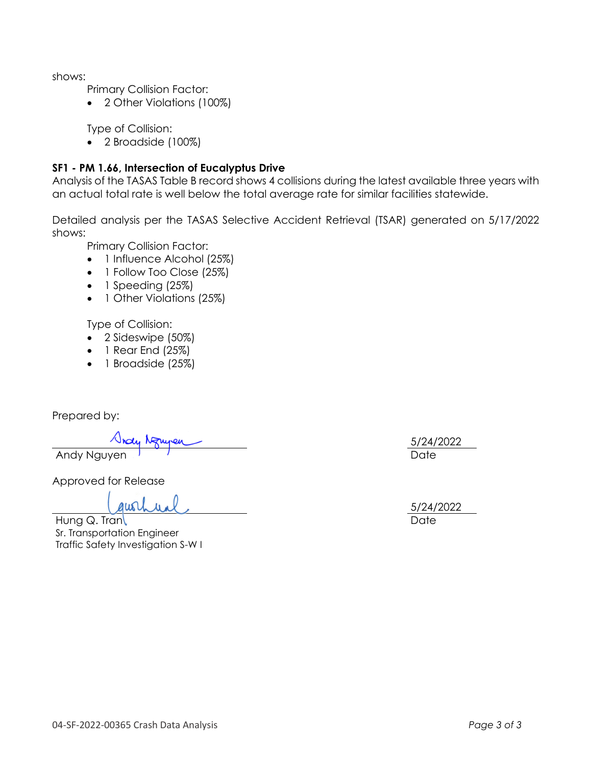shows:

Primary Collision Factor:

- 2 Other Violations (100%)

Type of Collision:

- 2 Broadside (100%)

**SF1 - PM 1.66, Intersection of Eucalyptus Drive**

Analysis of the TASAS Table B record shows 4 collisions during the latest available three years with an actual total rate is well below the total average rate for similar facilities statewide.

Detailed analysis per the TASAS Selective Accident Retrieval (TSAR) generated on 5/17/2022 shows:

Primary Collision Factor:

- 1 Influence Alcohol (25%)
- 1 Follow Too Close (25%)
- 1 Speeding (25%)
- 1 Other Violations (25%)

Type of Collision:

- 2 Sideswipe (50%)
- 1 Rear End (25%)
- 1 Broadside (25%)

Prepared by:

Andy Nguyen — 5/24/2022
Date

Approved for Release

Hung Q. Tran — 5/24/2022
Date
Sr. Transportation Engineer
Traffic Safety Investigation S-W I

04-SF-2022-00365 Crash Data Analysis